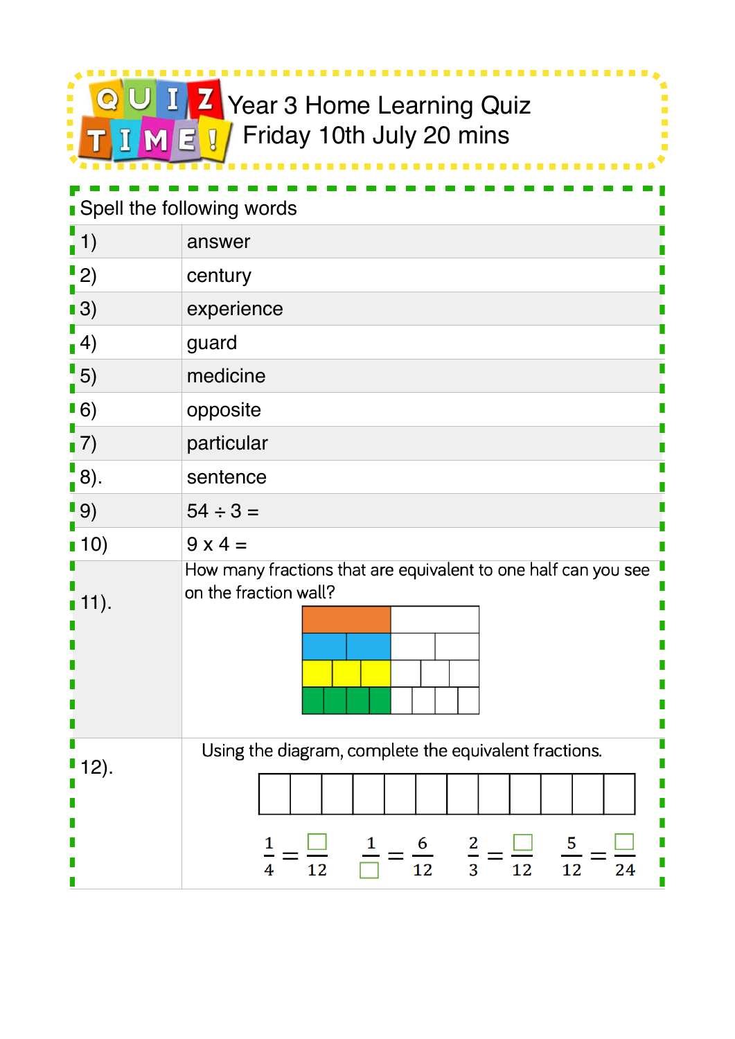# QUIZ TIME! Year 3 Home Learning Quiz

## Friday 10th July 20 mins

| Spell the following words | |
|---|---|
| 1) | answer |
| 2) | century |
| 3) | experience |
| 4) | guard |
| 5) | medicine |
| 6) | opposite |
| 7) | particular |
| 8). | sentence |
| 9) | 54 ÷ 3 = |
| 10) | 9 x 4 = |
| 11). | How many fractions that are equivalent to one half can you see on the fraction wall? |
| 12). | Using the diagram, complete the equivalent fractions. $\frac{1}{4} = \frac{\square}{12}$ $\frac{1}{\square} = \frac{6}{12}$ $\frac{2}{3} = \frac{\square}{12}$ $\frac{5}{12} = \frac{\square}{24}$ |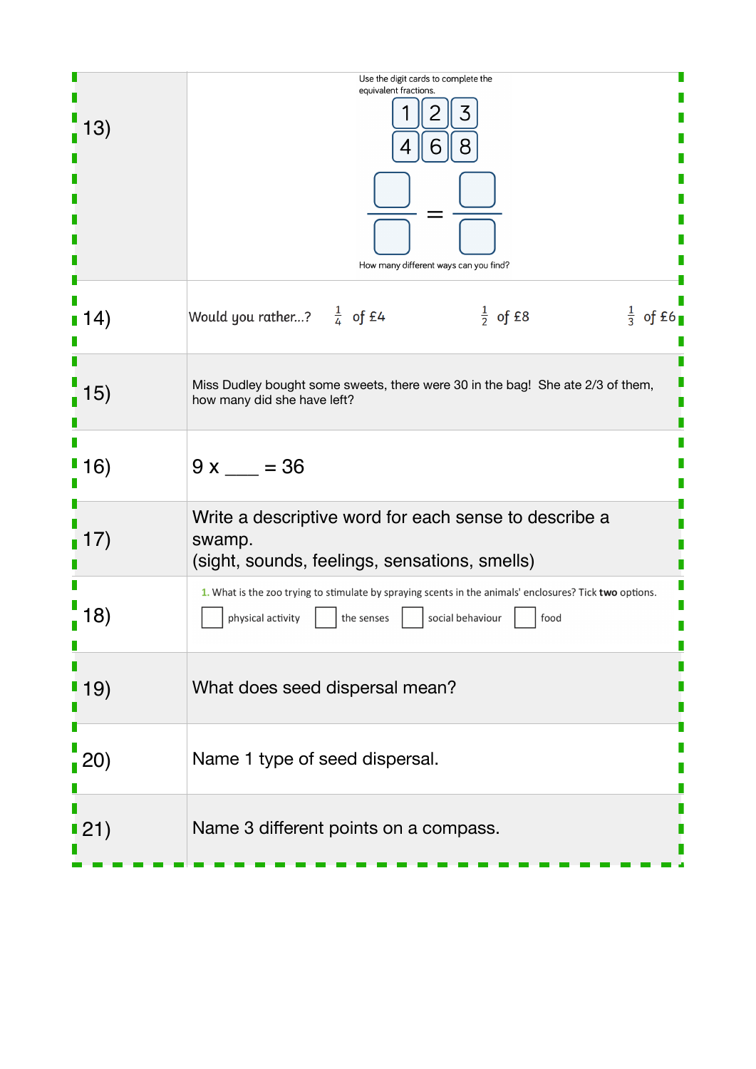| | |
|---|---|
| 13) | Use the digit cards to complete the equivalent fractions. 1 2 3 4 6 8 $\frac{\square}{\square} = \frac{\square}{\square}$ How many different ways can you find? |
| 14) | Would you rather...? $\frac{1}{4}$ of £4 $\frac{1}{2}$ of £8 $\frac{1}{3}$ of £6 |
| 15) | Miss Dudley bought some sweets, there were 30 in the bag! She ate 2/3 of them, how many did she have left? |
| 16) | 9 x ____ = 36 |
| 17) | Write a descriptive word for each sense to describe a swamp. (sight, sounds, feelings, sensations, smells) |
| 18) | 1. What is the zoo trying to stimulate by spraying scents in the animals' enclosures? Tick **two** options. ☐ physical activity ☐ the senses ☐ social behaviour ☐ food |
| 19) | What does seed dispersal mean? |
| 20) | Name 1 type of seed dispersal. |
| 21) | Name 3 different points on a compass. |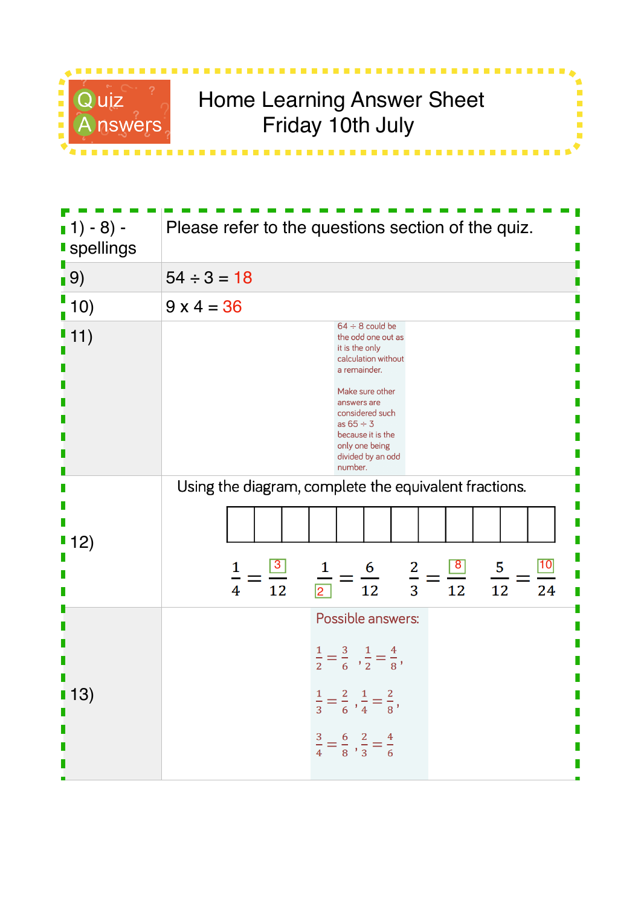# Quiz Answers

## Home Learning Answer Sheet
## Friday 10th July

| | |
|---|---|
| 1) - 8) - spellings | Please refer to the questions section of the quiz. |
| 9) | 54 ÷ 3 = 18 |
| 10) | 9 x 4 = 36 |
| 11) | 64 ÷ 8 could be the odd one out as it is the only calculation without a remainder. Make sure other answers are considered such as 65 ÷ 3 because it is the only one being divided by an odd number. |
| 12) | Using the diagram, complete the equivalent fractions. $\frac{1}{4} = \frac{3}{12}$ $\frac{1}{2} = \frac{6}{12}$ $\frac{2}{3} = \frac{8}{12}$ $\frac{5}{12} = \frac{10}{24}$ |
| 13) | Possible answers: $\frac{1}{2} = \frac{3}{6}$, $\frac{1}{2} = \frac{4}{8}$, $\frac{1}{3} = \frac{2}{6}$, $\frac{1}{4} = \frac{2}{8}$, $\frac{3}{4} = \frac{6}{8}$, $\frac{2}{3} = \frac{4}{6}$ |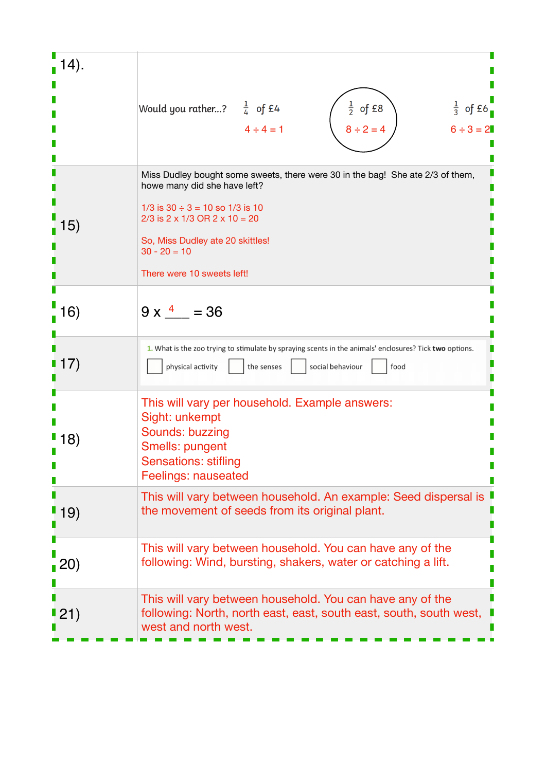| | |
|---|---|
| 14). | Would you rather...? $\frac{1}{4}$ of £4 — $4 \div 4 = 1$ ; $\frac{1}{2}$ of £8 (circled) — $8 \div 2 = 4$ ; $\frac{1}{3}$ of £6 — $6 \div 3 = 2$ |
| 15) | Miss Dudley bought some sweets, there were 30 in the bag! She ate 2/3 of them, howe many did she have left?<br><br>1/3 is 30 ÷ 3 = 10 so 1/3 is 10<br>2/3 is 2 x 1/3 OR 2 x 10 = 20<br><br>So, Miss Dudley ate 20 skittles!<br>30 - 20 = 10<br><br>There were 10 sweets left! |
| 16) | 9 x <u>4</u> = 36 |
| 17) | 1. What is the zoo trying to stimulate by spraying scents in the animals' enclosures? Tick **two** options.<br>☐ physical activity ☐ the senses ☐ social behaviour ☐ food |
| 18) | This will vary per household. Example answers:<br>Sight: unkempt<br>Sounds: buzzing<br>Smells: pungent<br>Sensations: stifling<br>Feelings: nauseated |
| 19) | This will vary between household. An example: Seed dispersal is the movement of seeds from its original plant. |
| 20) | This will vary between household. You can have any of the following: Wind, bursting, shakers, water or catching a lift. |
| 21) | This will vary between household. You can have any of the following: North, north east, east, south east, south, south west, west and north west. |